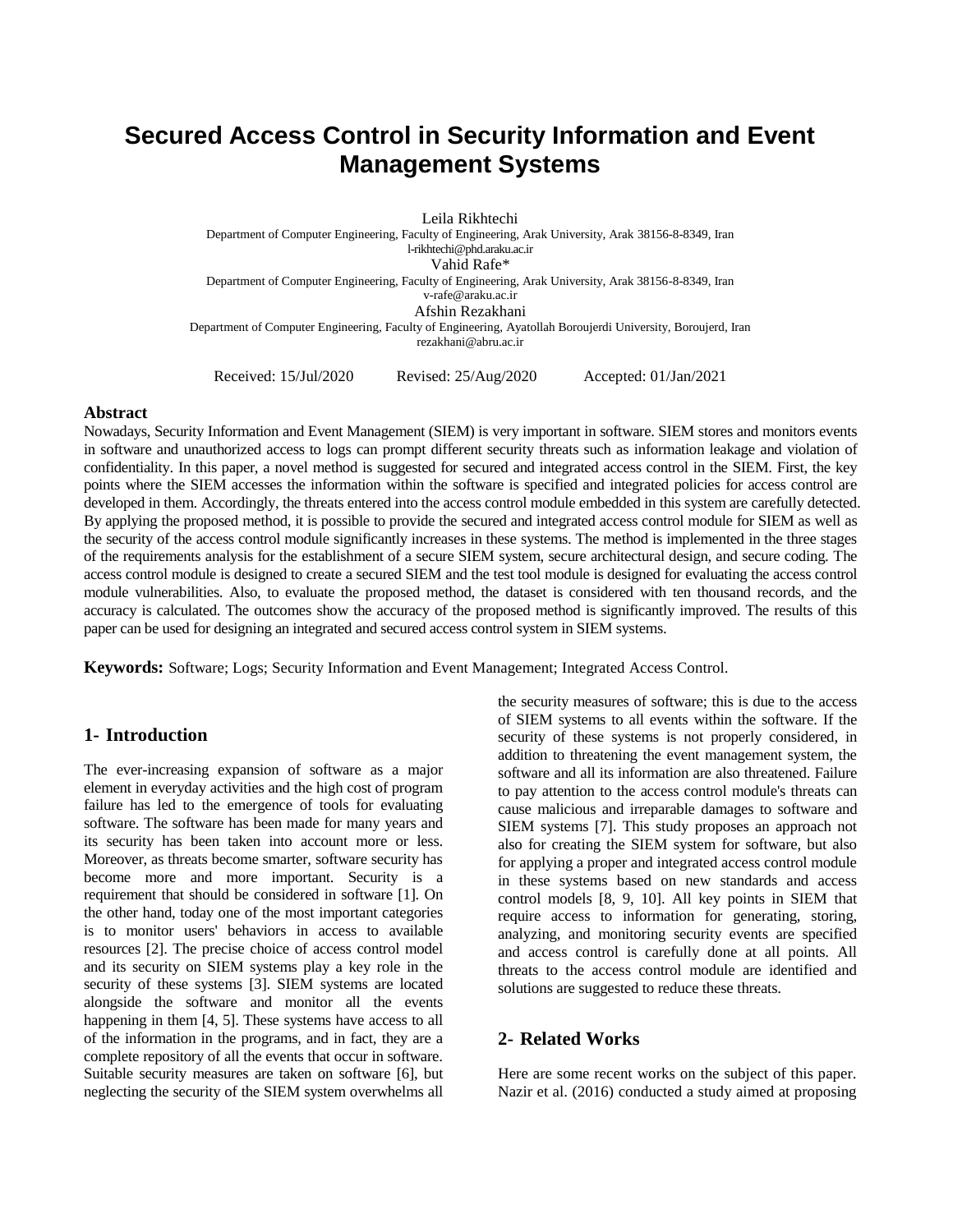# Secured Access Control in Security Information and Event Management Systems

Leila Rikhtechi
Department of Computer Engineering, Faculty of Engineering, Arak University, Arak 38156-8-8349, Iran
l-rikhtechi@phd.araku.ac.ir

Vahid Rafe*
Department of Computer Engineering, Faculty of Engineering, Arak University, Arak 38156-8-8349, Iran
v-rafe@araku.ac.ir

Afshin Rezakhani
Department of Computer Engineering, Faculty of Engineering, Ayatollah Boroujerdi University, Boroujerd, Iran
rezakhani@abru.ac.ir

Received: 15/Jul/2020 Revised: 25/Aug/2020 Accepted: 01/Jan/2021

### Abstract

Nowadays, Security Information and Event Management (SIEM) is very important in software. SIEM stores and monitors events in software and unauthorized access to logs can prompt different security threats such as information leakage and violation of confidentiality. In this paper, a novel method is suggested for secured and integrated access control in the SIEM. First, the key points where the SIEM accesses the information within the software is specified and integrated policies for access control are developed in them. Accordingly, the threats entered into the access control module embedded in this system are carefully detected. By applying the proposed method, it is possible to provide the secured and integrated access control module for SIEM as well as the security of the access control module significantly increases in these systems. The method is implemented in the three stages of the requirements analysis for the establishment of a secure SIEM system, secure architectural design, and secure coding. The access control module is designed to create a secured SIEM and the test tool module is designed for evaluating the access control module vulnerabilities. Also, to evaluate the proposed method, the dataset is considered with ten thousand records, and the accuracy is calculated. The outcomes show the accuracy of the proposed method is significantly improved. The results of this paper can be used for designing an integrated and secured access control system in SIEM systems.

**Keywords:** Software; Logs; Security Information and Event Management; Integrated Access Control.

## 1- Introduction

The ever-increasing expansion of software as a major element in everyday activities and the high cost of program failure has led to the emergence of tools for evaluating software. The software has been made for many years and its security has been taken into account more or less. Moreover, as threats become smarter, software security has become more and more important. Security is a requirement that should be considered in software [1]. On the other hand, today one of the most important categories is to monitor users' behaviors in access to available resources [2]. The precise choice of access control model and its security on SIEM systems play a key role in the security of these systems [3]. SIEM systems are located alongside the software and monitor all the events happening in them [4, 5]. These systems have access to all of the information in the programs, and in fact, they are a complete repository of all the events that occur in software. Suitable security measures are taken on software [6], but neglecting the security of the SIEM system overwhelms all the security measures of software; this is due to the access of SIEM systems to all events within the software. If the security of these systems is not properly considered, in addition to threatening the event management system, the software and all its information are also threatened. Failure to pay attention to the access control module's threats can cause malicious and irreparable damages to software and SIEM systems [7]. This study proposes an approach not also for creating the SIEM system for software, but also for applying a proper and integrated access control module in these systems based on new standards and access control models [8, 9, 10]. All key points in SIEM that require access to information for generating, storing, analyzing, and monitoring security events are specified and access control is carefully done at all points. All threats to the access control module are identified and solutions are suggested to reduce these threats.

## 2- Related Works

Here are some recent works on the subject of this paper. Nazir et al. (2016) conducted a study aimed at proposing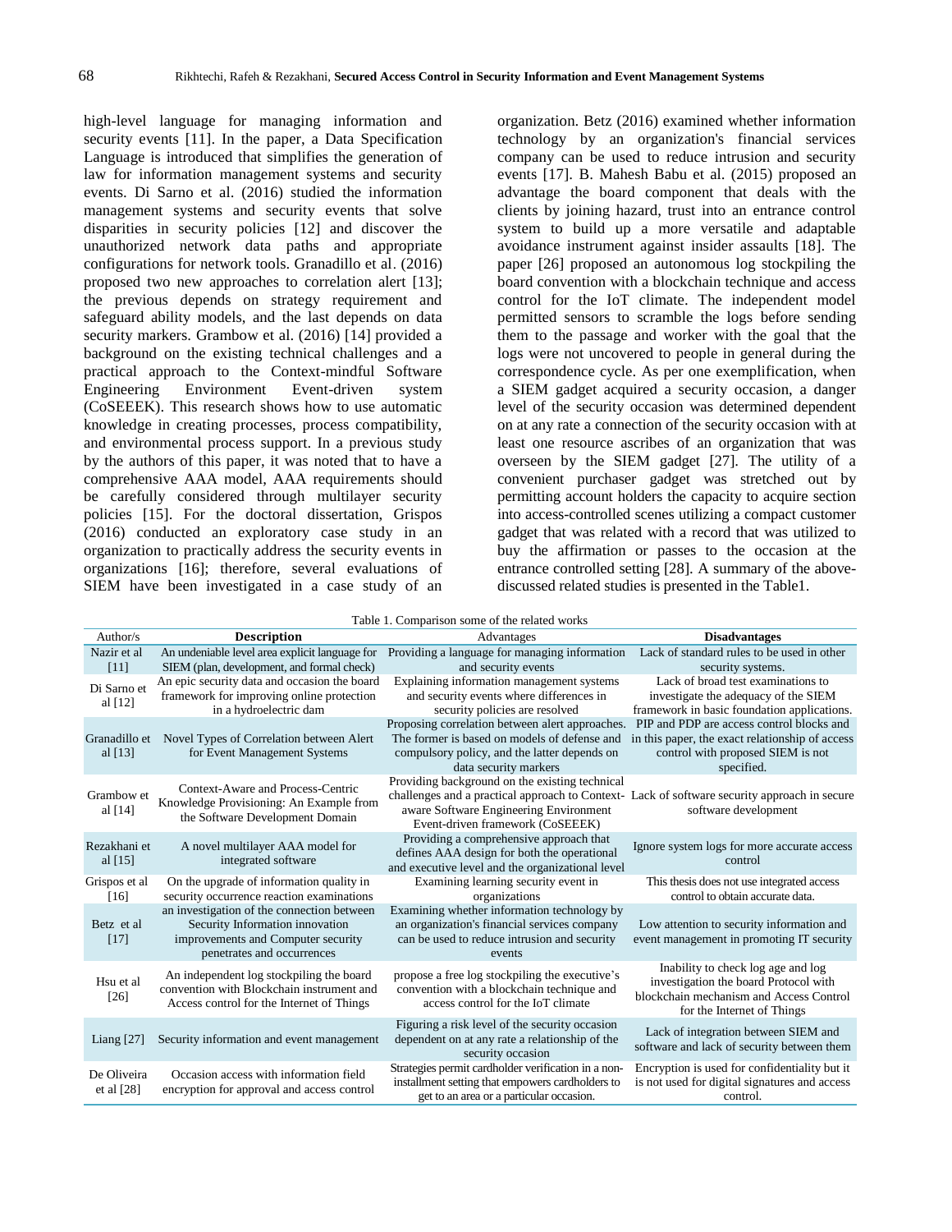high-level language for managing information and security events [11]. In the paper, a Data Specification Language is introduced that simplifies the generation of law for information management systems and security events. Di Sarno et al. (2016) studied the information management systems and security events that solve disparities in security policies [12] and discover the unauthorized network data paths and appropriate configurations for network tools. Granadillo et al. (2016) proposed two new approaches to correlation alert [13]; the previous depends on strategy requirement and safeguard ability models, and the last depends on data security markers. Grambow et al. (2016) [14] provided a background on the existing technical challenges and a practical approach to the Context-mindful Software Engineering Environment Event-driven system (CoSEEEK). This research shows how to use automatic knowledge in creating processes, process compatibility, and environmental process support. In a previous study by the authors of this paper, it was noted that to have a comprehensive AAA model, AAA requirements should be carefully considered through multilayer security policies [15]. For the doctoral dissertation, Grispos (2016) conducted an exploratory case study in an organization to practically address the security events in organizations [16]; therefore, several evaluations of SIEM have been investigated in a case study of an organization. Betz (2016) examined whether information technology by an organization's financial services company can be used to reduce intrusion and security events [17]. B. Mahesh Babu et al. (2015) proposed an advantage the board component that deals with the clients by joining hazard, trust into an entrance control system to build up a more versatile and adaptable avoidance instrument against insider assaults [18]. The paper [26] proposed an autonomous log stockpiling the board convention with a blockchain technique and access control for the IoT climate. The independent model permitted sensors to scramble the logs before sending them to the passage and worker with the goal that the logs were not uncovered to people in general during the correspondence cycle. As per one exemplification, when a SIEM gadget acquired a security occasion, a danger level of the security occasion was determined dependent on at any rate a connection of the security occasion with at least one resource ascribes of an organization that was overseen by the SIEM gadget [27]. The utility of a convenient purchaser gadget was stretched out by permitting account holders the capacity to acquire section into access-controlled scenes utilizing a compact customer gadget that was related with a record that was utilized to buy the affirmation or passes to the occasion at the entrance controlled setting [28]. A summary of the above-discussed related studies is presented in the Table1.

Table 1. Comparison some of the related works

| Author/s | **Description** | Advantages | **Disadvantages** |
|---|---|---|---|
| Nazir et al [11] | An undeniable level area explicit language for SIEM (plan, development, and formal check) | Providing a language for managing information and security events | Lack of standard rules to be used in other security systems. |
| Di Sarno et al [12] | An epic security data and occasion the board framework for improving online protection in a hydroelectric dam | Explaining information management systems and security events where differences in security policies are resolved | Lack of broad test examinations to investigate the adequacy of the SIEM framework in basic foundation applications. |
| Granadillo et al [13] | Novel Types of Correlation between Alert for Event Management Systems | Proposing correlation between alert approaches. The former is based on models of defense and compulsory policy, and the latter depends on data security markers | PIP and PDP are access control blocks and in this paper, the exact relationship of access control with proposed SIEM is not specified. |
| Grambow et al [14] | Context-Aware and Process-Centric Knowledge Provisioning: An Example from the Software Development Domain | Providing background on the existing technical challenges and a practical approach to Context-aware Software Engineering Environment Event-driven framework (CoSEEEK) | Lack of software security approach in secure software development |
| Rezakhani et al [15] | A novel multilayer AAA model for integrated software | Providing a comprehensive approach that defines AAA design for both the operational and executive level and the organizational level | Ignore system logs for more accurate access control |
| Grispos et al [16] | On the upgrade of information quality in security occurrence reaction examinations | Examining learning security event in organizations | This thesis does not use integrated access control to obtain accurate data. |
| Betz et al [17] | an investigation of the connection between Security Information innovation improvements and Computer security penetrates and occurrences | Examining whether information technology by an organization's financial services company can be used to reduce intrusion and security events | Low attention to security information and event management in promoting IT security |
| Hsu et al [26] | An independent log stockpiling the board convention with Blockchain instrument and Access control for the Internet of Things | propose a free log stockpiling the executive's convention with a blockchain technique and access control for the IoT climate | Inability to check log age and log investigation the board Protocol with blockchain mechanism and Access Control for the Internet of Things |
| Liang [27] | Security information and event management | Figuring a risk level of the security occasion dependent on at any rate a relationship of the security occasion | Lack of integration between SIEM and software and lack of security between them |
| De Oliveira et al [28] | Occasion access with information field encryption for approval and access control | Strategies permit cardholder verification in a non-installment setting that empowers cardholders to get to an area or a particular occasion. | Encryption is used for confidentiality but it is not used for digital signatures and access control. |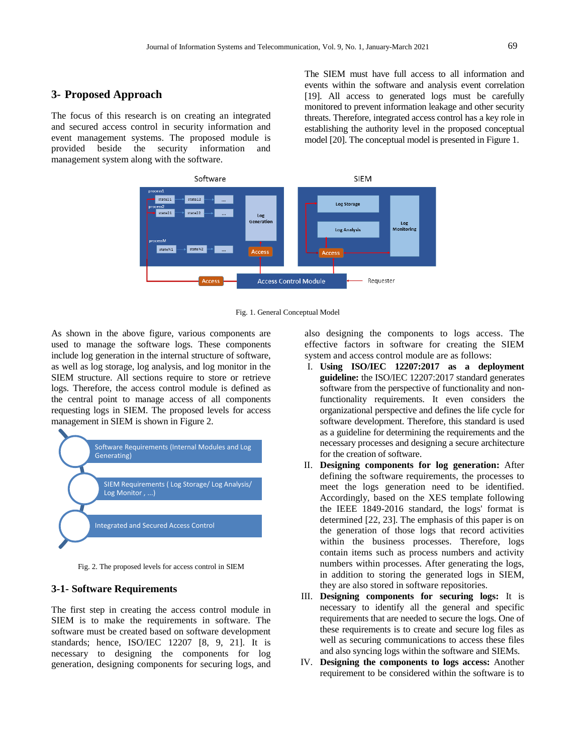## 3- Proposed Approach

The focus of this research is on creating an integrated and secured access control in security information and event management systems. The proposed module is provided beside the security information and management system along with the software. The SIEM must have full access to all information and events within the software and analysis event correlation [19]. All access to generated logs must be carefully monitored to prevent information leakage and other security threats. Therefore, integrated access control has a key role in establishing the authority level in the proposed conceptual model [20]. The conceptual model is presented in Figure 1.

Fig. 1. General Conceptual Model

As shown in the above figure, various components are used to manage the software logs. These components include log generation in the internal structure of software, as well as log storage, log analysis, and log monitor in the SIEM structure. All sections require to store or retrieve logs. Therefore, the access control module is defined as the central point to manage access of all components requesting logs in SIEM. The proposed levels for access management in SIEM is shown in Figure 2.

Fig. 2. The proposed levels for access control in SIEM

### 3-1- Software Requirements

The first step in creating the access control module in SIEM is to make the requirements in software. The software must be created based on software development standards; hence, ISO/IEC 12207 [8, 9, 21]. It is necessary to designing the components for log generation, designing components for securing logs, and also designing the components to logs access. The effective factors in software for creating the SIEM system and access control module are as follows:

I. **Using ISO/IEC 12207:2017 as a deployment guideline:** the ISO/IEC 12207:2017 standard generates software from the perspective of functionality and non-functionality requirements. It even considers the organizational perspective and defines the life cycle for software development. Therefore, this standard is used as a guideline for determining the requirements and the necessary processes and designing a secure architecture for the creation of software.

II. **Designing components for log generation:** After defining the software requirements, the processes to meet the logs generation need to be identified. Accordingly, based on the XES template following the IEEE 1849-2016 standard, the logs' format is determined [22, 23]. The emphasis of this paper is on the generation of those logs that record activities within the business processes. Therefore, logs contain items such as process numbers and activity numbers within processes. After generating the logs, in addition to storing the generated logs in SIEM, they are also stored in software repositories.

III. **Designing components for securing logs:** It is necessary to identify all the general and specific requirements that are needed to secure the logs. One of these requirements is to create and secure log files as well as securing communications to access these files and also syncing logs within the software and SIEMs.

IV. **Designing the components to logs access:** Another requirement to be considered within the software is to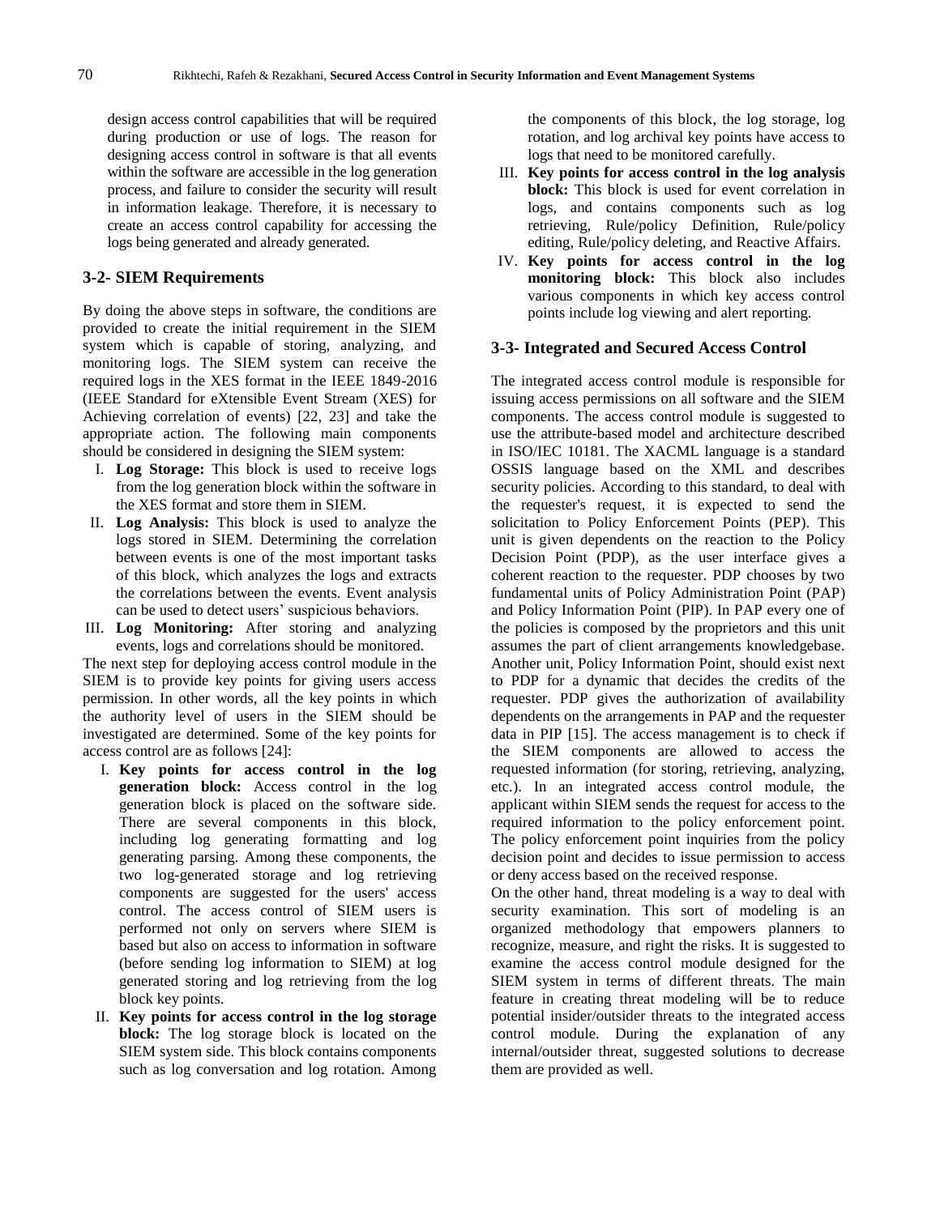design access control capabilities that will be required during production or use of logs. The reason for designing access control in software is that all events within the software are accessible in the log generation process, and failure to consider the security will result in information leakage. Therefore, it is necessary to create an access control capability for accessing the logs being generated and already generated.

## 3-2- SIEM Requirements

By doing the above steps in software, the conditions are provided to create the initial requirement in the SIEM system which is capable of storing, analyzing, and monitoring logs. The SIEM system can receive the required logs in the XES format in the IEEE 1849-2016 (IEEE Standard for eXtensible Event Stream (XES) for Achieving correlation of events) [22, 23] and take the appropriate action. The following main components should be considered in designing the SIEM system:

I. **Log Storage:** This block is used to receive logs from the log generation block within the software in the XES format and store them in SIEM.
II. **Log Analysis:** This block is used to analyze the logs stored in SIEM. Determining the correlation between events is one of the most important tasks of this block, which analyzes the logs and extracts the correlations between the events. Event analysis can be used to detect users' suspicious behaviors.
III. **Log Monitoring:** After storing and analyzing events, logs and correlations should be monitored.

The next step for deploying access control module in the SIEM is to provide key points for giving users access permission. In other words, all the key points in which the authority level of users in the SIEM should be investigated are determined. Some of the key points for access control are as follows [24]:

I. **Key points for access control in the log generation block:** Access control in the log generation block is placed on the software side. There are several components in this block, including log generating formatting and log generating parsing. Among these components, the two log-generated storage and log retrieving components are suggested for the users' access control. The access control of SIEM users is performed not only on servers where SIEM is based but also on access to information in software (before sending log information to SIEM) at log generated storing and log retrieving from the log block key points.
II. **Key points for access control in the log storage block:** The log storage block is located on the SIEM system side. This block contains components such as log conversation and log rotation. Among the components of this block, the log storage, log rotation, and log archival key points have access to logs that need to be monitored carefully.
III. **Key points for access control in the log analysis block:** This block is used for event correlation in logs, and contains components such as log retrieving, Rule/policy Definition, Rule/policy editing, Rule/policy deleting, and Reactive Affairs.
IV. **Key points for access control in the log monitoring block:** This block also includes various components in which key access control points include log viewing and alert reporting.

## 3-3- Integrated and Secured Access Control

The integrated access control module is responsible for issuing access permissions on all software and the SIEM components. The access control module is suggested to use the attribute-based model and architecture described in ISO/IEC 10181. The XACML language is a standard OSSIS language based on the XML and describes security policies. According to this standard, to deal with the requester's request, it is expected to send the solicitation to Policy Enforcement Points (PEP). This unit is given dependents on the reaction to the Policy Decision Point (PDP), as the user interface gives a coherent reaction to the requester. PDP chooses by two fundamental units of Policy Administration Point (PAP) and Policy Information Point (PIP). In PAP every one of the policies is composed by the proprietors and this unit assumes the part of client arrangements knowledgebase. Another unit, Policy Information Point, should exist next to PDP for a dynamic that decides the credits of the requester. PDP gives the authorization of availability dependents on the arrangements in PAP and the requester data in PIP [15]. The access management is to check if the SIEM components are allowed to access the requested information (for storing, retrieving, analyzing, etc.). In an integrated access control module, the applicant within SIEM sends the request for access to the required information to the policy enforcement point. The policy enforcement point inquiries from the policy decision point and decides to issue permission to access or deny access based on the received response.

On the other hand, threat modeling is a way to deal with security examination. This sort of modeling is an organized methodology that empowers planners to recognize, measure, and right the risks. It is suggested to examine the access control module designed for the SIEM system in terms of different threats. The main feature in creating threat modeling will be to reduce potential insider/outsider threats to the integrated access control module. During the explanation of any internal/outsider threat, suggested solutions to decrease them are provided as well.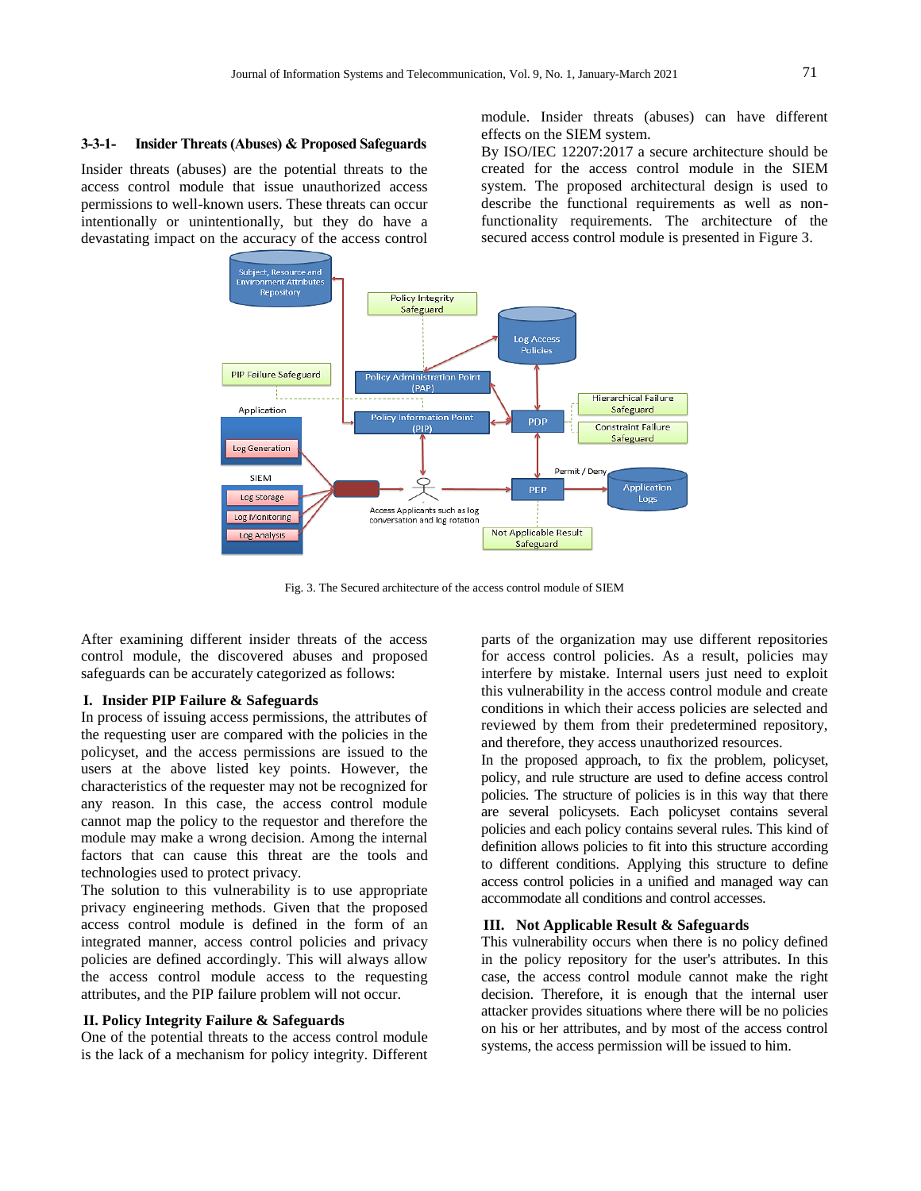#### 3-3-1- Insider Threats (Abuses) & Proposed Safeguards

Insider threats (abuses) are the potential threats to the access control module that issue unauthorized access permissions to well-known users. These threats can occur intentionally or unintentionally, but they do have a devastating impact on the accuracy of the access control module. Insider threats (abuses) can have different effects on the SIEM system.

By ISO/IEC 12207:2017 a secure architecture should be created for the access control module in the SIEM system. The proposed architectural design is used to describe the functional requirements as well as non-functionality requirements. The architecture of the secured access control module is presented in Figure 3.

Fig. 3. The Secured architecture of the access control module of SIEM

After examining different insider threats of the access control module, the discovered abuses and proposed safeguards can be accurately categorized as follows:

**I. Insider PIP Failure & Safeguards**

In process of issuing access permissions, the attributes of the requesting user are compared with the policies in the policyset, and the access permissions are issued to the users at the above listed key points. However, the characteristics of the requester may not be recognized for any reason. In this case, the access control module cannot map the policy to the requestor and therefore the module may make a wrong decision. Among the internal factors that can cause this threat are the tools and technologies used to protect privacy.

The solution to this vulnerability is to use appropriate privacy engineering methods. Given that the proposed access control module is defined in the form of an integrated manner, access control policies and privacy policies are defined accordingly. This will always allow the access control module access to the requesting attributes, and the PIP failure problem will not occur.

**II. Policy Integrity Failure & Safeguards**

One of the potential threats to the access control module is the lack of a mechanism for policy integrity. Different parts of the organization may use different repositories for access control policies. As a result, policies may interfere by mistake. Internal users just need to exploit this vulnerability in the access control module and create conditions in which their access policies are selected and reviewed by them from their predetermined repository, and therefore, they access unauthorized resources.

In the proposed approach, to fix the problem, policyset, policy, and rule structure are used to define access control policies. The structure of policies is in this way that there are several policysets. Each policyset contains several policies and each policy contains several rules. This kind of definition allows policies to fit into this structure according to different conditions. Applying this structure to define access control policies in a unified and managed way can accommodate all conditions and control accesses.

**III. Not Applicable Result & Safeguards**

This vulnerability occurs when there is no policy defined in the policy repository for the user's attributes. In this case, the access control module cannot make the right decision. Therefore, it is enough that the internal user attacker provides situations where there will be no policies on his or her attributes, and by most of the access control systems, the access permission will be issued to him.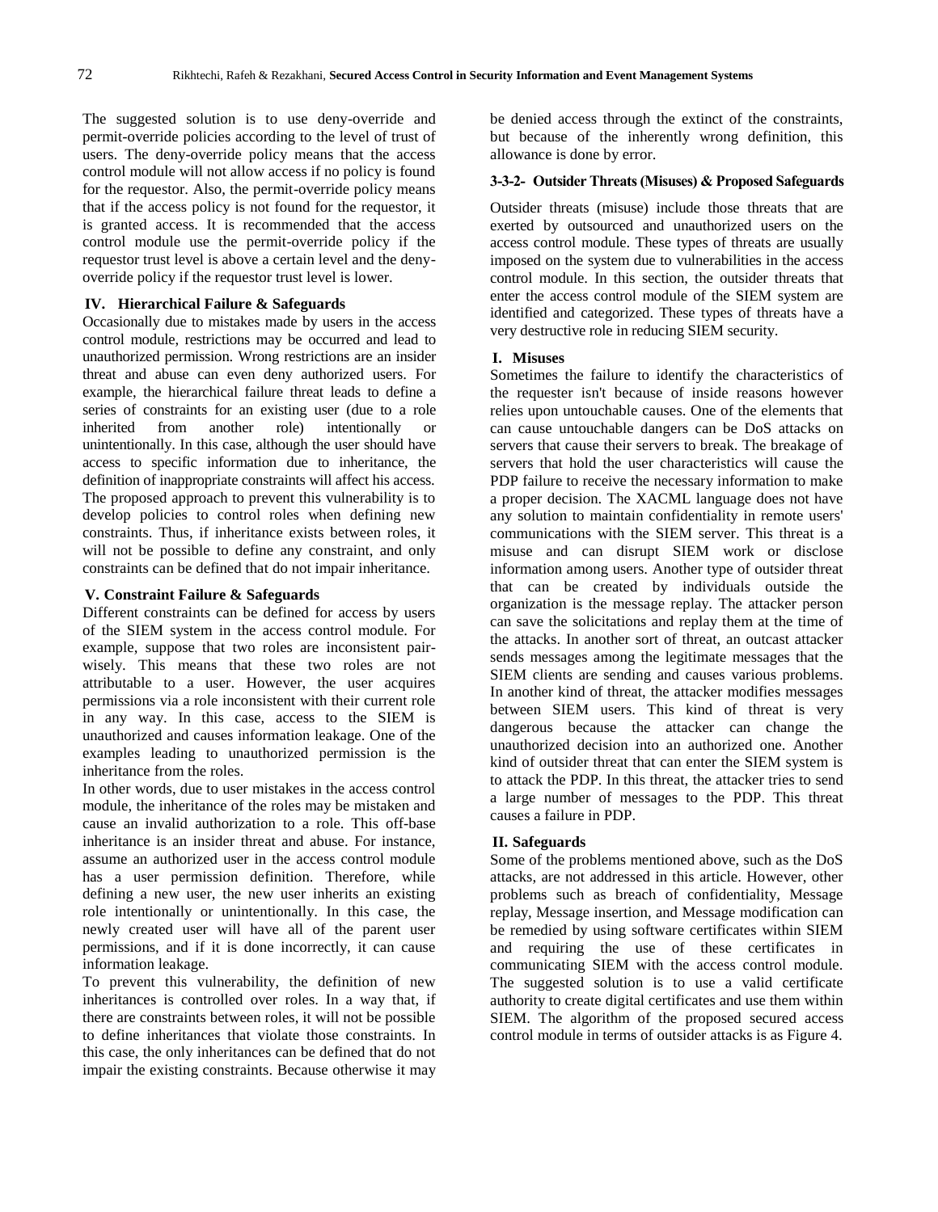The suggested solution is to use deny-override and permit-override policies according to the level of trust of users. The deny-override policy means that the access control module will not allow access if no policy is found for the requestor. Also, the permit-override policy means that if the access policy is not found for the requestor, it is granted access. It is recommended that the access control module use the permit-override policy if the requestor trust level is above a certain level and the deny-override policy if the requestor trust level is lower.

**IV. Hierarchical Failure & Safeguards**

Occasionally due to mistakes made by users in the access control module, restrictions may be occurred and lead to unauthorized permission. Wrong restrictions are an insider threat and abuse can even deny authorized users. For example, the hierarchical failure threat leads to define a series of constraints for an existing user (due to a role inherited from another role) intentionally or unintentionally. In this case, although the user should have access to specific information due to inheritance, the definition of inappropriate constraints will affect his access. The proposed approach to prevent this vulnerability is to develop policies to control roles when defining new constraints. Thus, if inheritance exists between roles, it will not be possible to define any constraint, and only constraints can be defined that do not impair inheritance.

**V. Constraint Failure & Safeguards**

Different constraints can be defined for access by users of the SIEM system in the access control module. For example, suppose that two roles are inconsistent pair-wisely. This means that these two roles are not attributable to a user. However, the user acquires permissions via a role inconsistent with their current role in any way. In this case, access to the SIEM is unauthorized and causes information leakage. One of the examples leading to unauthorized permission is the inheritance from the roles.

In other words, due to user mistakes in the access control module, the inheritance of the roles may be mistaken and cause an invalid authorization to a role. This off-base inheritance is an insider threat and abuse. For instance, assume an authorized user in the access control module has a user permission definition. Therefore, while defining a new user, the new user inherits an existing role intentionally or unintentionally. In this case, the newly created user will have all of the parent user permissions, and if it is done incorrectly, it can cause information leakage.

To prevent this vulnerability, the definition of new inheritances is controlled over roles. In a way that, if there are constraints between roles, it will not be possible to define inheritances that violate those constraints. In this case, the only inheritances can be defined that do not impair the existing constraints. Because otherwise it may be denied access through the extinct of the constraints, but because of the inherently wrong definition, this allowance is done by error.

#### 3-3-2- Outsider Threats (Misuses) & Proposed Safeguards

Outsider threats (misuse) include those threats that are exerted by outsourced and unauthorized users on the access control module. These types of threats are usually imposed on the system due to vulnerabilities in the access control module. In this section, the outsider threats that enter the access control module of the SIEM system are identified and categorized. These types of threats have a very destructive role in reducing SIEM security.

**I. Misuses**

Sometimes the failure to identify the characteristics of the requester isn't because of inside reasons however relies upon untouchable causes. One of the elements that can cause untouchable dangers can be DoS attacks on servers that cause their servers to break. The breakage of servers that hold the user characteristics will cause the PDP failure to receive the necessary information to make a proper decision. The XACML language does not have any solution to maintain confidentiality in remote users' communications with the SIEM server. This threat is a misuse and can disrupt SIEM work or disclose information among users. Another type of outsider threat that can be created by individuals outside the organization is the message replay. The attacker person can save the solicitations and replay them at the time of the attacks. In another sort of threat, an outcast attacker sends messages among the legitimate messages that the SIEM clients are sending and causes various problems. In another kind of threat, the attacker modifies messages between SIEM users. This kind of threat is very dangerous because the attacker can change the unauthorized decision into an authorized one. Another kind of outsider threat that can enter the SIEM system is to attack the PDP. In this threat, the attacker tries to send a large number of messages to the PDP. This threat causes a failure in PDP.

**II. Safeguards**

Some of the problems mentioned above, such as the DoS attacks, are not addressed in this article. However, other problems such as breach of confidentiality, Message replay, Message insertion, and Message modification can be remedied by using software certificates within SIEM and requiring the use of these certificates in communicating SIEM with the access control module. The suggested solution is to use a valid certificate authority to create digital certificates and use them within SIEM. The algorithm of the proposed secured access control module in terms of outsider attacks is as Figure 4.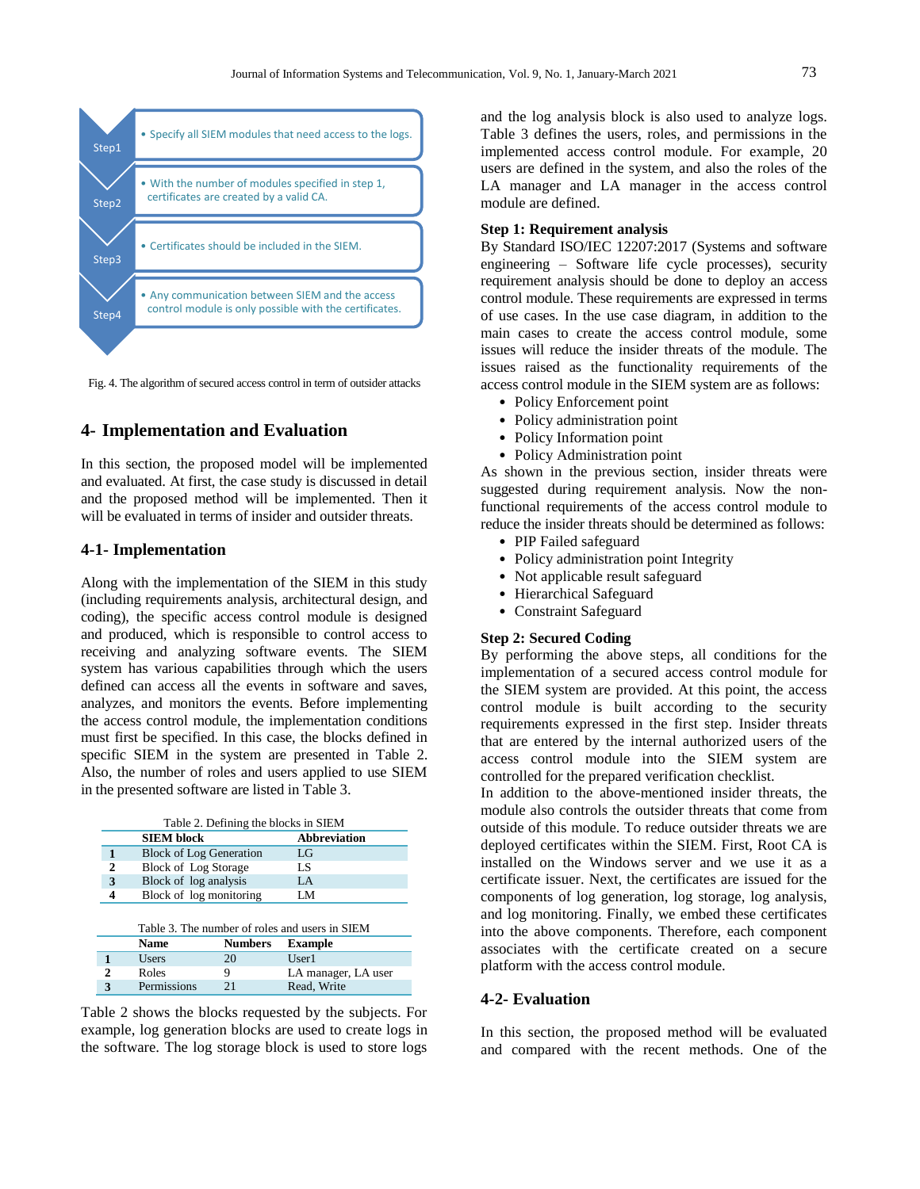Step1
- Specify all SIEM modules that need access to the logs.

Step2
- With the number of modules specified in step 1, certificates are created by a valid CA.

Step3
- Certificates should be included in the SIEM.

Step4
- Any communication between SIEM and the access control module is only possible with the certificates.

Fig. 4. The algorithm of secured access control in term of outsider attacks

## 4- Implementation and Evaluation

In this section, the proposed model will be implemented and evaluated. At first, the case study is discussed in detail and the proposed method will be implemented. Then it will be evaluated in terms of insider and outsider threats.

### 4-1- Implementation

Along with the implementation of the SIEM in this study (including requirements analysis, architectural design, and coding), the specific access control module is designed and produced, which is responsible to control access to receiving and analyzing software events. The SIEM system has various capabilities through which the users defined can access all the events in software and saves, analyzes, and monitors the events. Before implementing the access control module, the implementation conditions must first be specified. In this case, the blocks defined in specific SIEM in the system are presented in Table 2. Also, the number of roles and users applied to use SIEM in the presented software are listed in Table 3.

Table 2. Defining the blocks in SIEM

| | SIEM block | Abbreviation |
|---|---|---|
| 1 | Block of Log Generation | LG |
| 2 | Block of Log Storage | LS |
| 3 | Block of log analysis | LA |
| 4 | Block of log monitoring | LM |

Table 3. The number of roles and users in SIEM

| | Name | Numbers | Example |
|---|---|---|---|
| 1 | Users | 20 | User1 |
| 2 | Roles | 9 | LA manager, LA user |
| 3 | Permissions | 21 | Read, Write |

Table 2 shows the blocks requested by the subjects. For example, log generation blocks are used to create logs in the software. The log storage block is used to store logs and the log analysis block is also used to analyze logs. Table 3 defines the users, roles, and permissions in the implemented access control module. For example, 20 users are defined in the system, and also the roles of the LA manager and LA manager in the access control module are defined.

**Step 1: Requirement analysis**

By Standard ISO/IEC 12207:2017 (Systems and software engineering – Software life cycle processes), security requirement analysis should be done to deploy an access control module. These requirements are expressed in terms of use cases. In the use case diagram, in addition to the main cases to create the access control module, some issues will reduce the insider threats of the module. The issues raised as the functionality requirements of the access control module in the SIEM system are as follows:

- Policy Enforcement point
- Policy administration point
- Policy Information point
- Policy Administration point

As shown in the previous section, insider threats were suggested during requirement analysis. Now the non-functional requirements of the access control module to reduce the insider threats should be determined as follows:

- PIP Failed safeguard
- Policy administration point Integrity
- Not applicable result safeguard
- Hierarchical Safeguard
- Constraint Safeguard

**Step 2: Secured Coding**

By performing the above steps, all conditions for the implementation of a secured access control module for the SIEM system are provided. At this point, the access control module is built according to the security requirements expressed in the first step. Insider threats that are entered by the internal authorized users of the access control module into the SIEM system are controlled for the prepared verification checklist.

In addition to the above-mentioned insider threats, the module also controls the outsider threats that come from outside of this module. To reduce outsider threats we are deployed certificates within the SIEM. First, Root CA is installed on the Windows server and we use it as a certificate issuer. Next, the certificates are issued for the components of log generation, log storage, log analysis, and log monitoring. Finally, we embed these certificates into the above components. Therefore, each component associates with the certificate created on a secure platform with the access control module.

### 4-2- Evaluation

In this section, the proposed method will be evaluated and compared with the recent methods. One of the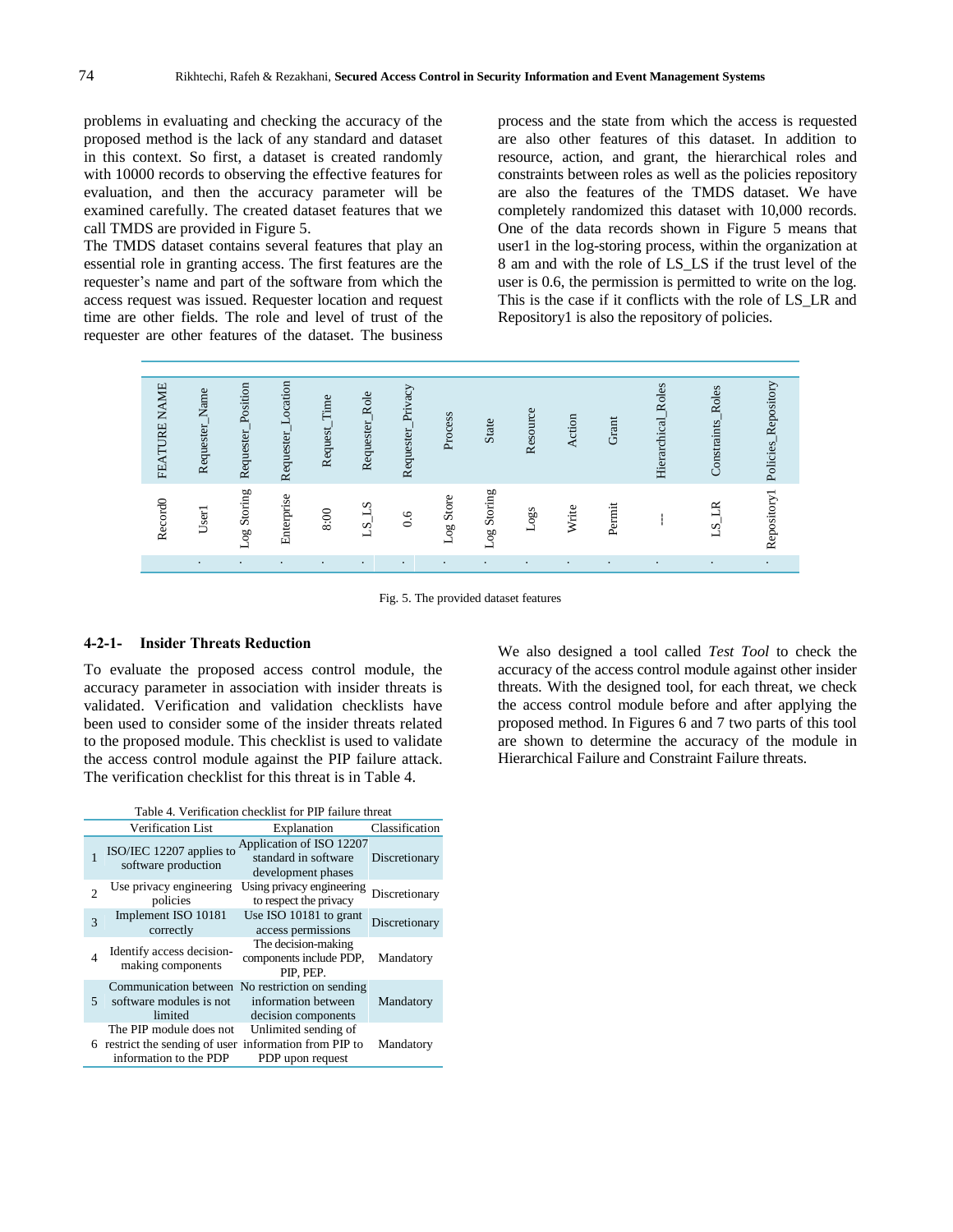problems in evaluating and checking the accuracy of the proposed method is the lack of any standard and dataset in this context. So first, a dataset is created randomly with 10000 records to observing the effective features for evaluation, and then the accuracy parameter will be examined carefully. The created dataset features that we call TMDS are provided in Figure 5.

The TMDS dataset contains several features that play an essential role in granting access. The first features are the requester's name and part of the software from which the access request was issued. Requester location and request time are other fields. The role and level of trust of the requester are other features of the dataset. The business process and the state from which the access is requested are also other features of this dataset. In addition to resource, action, and grant, the hierarchical roles and constraints between roles as well as the policies repository are also the features of the TMDS dataset. We have completely randomized this dataset with 10,000 records. One of the data records shown in Figure 5 means that user1 in the log-storing process, within the organization at 8 am and with the role of LS_LS if the trust level of the user is 0.6, the permission is permitted to write on the log. This is the case if it conflicts with the role of LS_LR and Repository1 is also the repository of policies.

| FEATURE NAME | Requester_Name | Requester_Position | Requester_Location | Request_Time | Requester_Role | Requester_Privacy | Process | State | Resource | Action | Grant | Hierarchical_Roles | Constraints_Roles | Policies_Repository |
|---|---|---|---|---|---|---|---|---|---|---|---|---|---|---|
| Record0 | User1 | Log Storing | Enterprise | 8:00 | LS_LS | 0.6 | Log Store | Log Storing | Logs | Write | Permit | --- | LS_LR | Repository1 |
| | . | . | . | . | . | . | . | . | . | . | . | . | . | . |

Fig. 5. The provided dataset features

### 4-2-1- Insider Threats Reduction

To evaluate the proposed access control module, the accuracy parameter in association with insider threats is validated. Verification and validation checklists have been used to consider some of the insider threats related to the proposed module. This checklist is used to validate the access control module against the PIP failure attack. The verification checklist for this threat is in Table 4.

Table 4. Verification checklist for PIP failure threat

| | Verification List | Explanation | Classification |
|---|---|---|---|
| 1 | ISO/IEC 12207 applies to software production | Application of ISO 12207 standard in software development phases | Discretionary |
| 2 | Use privacy engineering policies | Using privacy engineering to respect the privacy | Discretionary |
| 3 | Implement ISO 10181 correctly | Use ISO 10181 to grant access permissions | Discretionary |
| 4 | Identify access decision-making components | The decision-making components include PDP, PIP, PEP. | Mandatory |
| 5 | Communication between software modules is not limited | No restriction on sending information between decision components | Mandatory |
| 6 | The PIP module does not restrict the sending of user information to the PDP | Unlimited sending of information from PIP to PDP upon request | Mandatory |

We also designed a tool called *Test Tool* to check the accuracy of the access control module against other insider threats. With the designed tool, for each threat, we check the access control module before and after applying the proposed method. In Figures 6 and 7 two parts of this tool are shown to determine the accuracy of the module in Hierarchical Failure and Constraint Failure threats.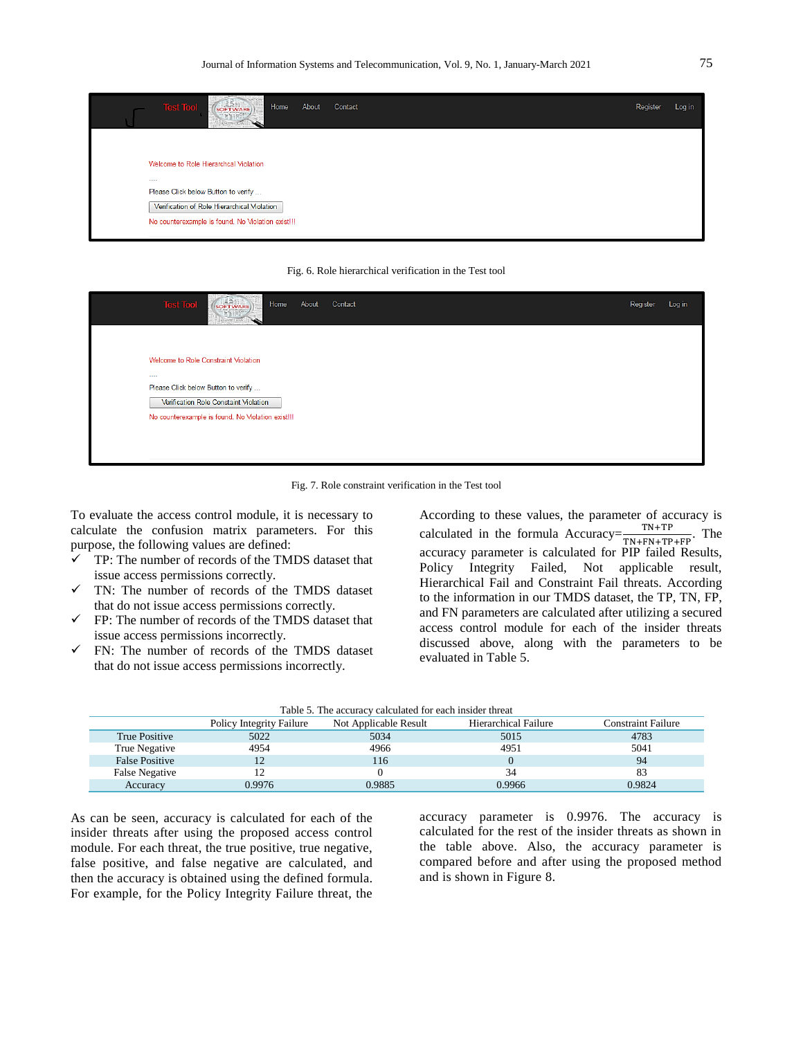Fig. 6. Role hierarchical verification in the Test tool

Fig. 7. Role constraint verification in the Test tool

To evaluate the access control module, it is necessary to calculate the confusion matrix parameters. For this purpose, the following values are defined:

- ✓ TP: The number of records of the TMDS dataset that issue access permissions correctly.
- ✓ TN: The number of records of the TMDS dataset that do not issue access permissions correctly.
- ✓ FP: The number of records of the TMDS dataset that issue access permissions incorrectly.
- ✓ FN: The number of records of the TMDS dataset that do not issue access permissions incorrectly.

According to these values, the parameter of accuracy is calculated in the formula $\text{Accuracy}=\frac{TN+TP}{TN+FN+TP+FP}$. The accuracy parameter is calculated for PIP failed Results, Policy Integrity Failed, Not applicable result, Hierarchical Fail and Constraint Fail threats. According to the information in our TMDS dataset, the TP, TN, FP, and FN parameters are calculated after utilizing a secured access control module for each of the insider threats discussed above, along with the parameters to be evaluated in Table 5.

Table 5. The accuracy calculated for each insider threat

| | Policy Integrity Failure | Not Applicable Result | Hierarchical Failure | Constraint Failure |
|---|---|---|---|---|
| True Positive | 5022 | 5034 | 5015 | 4783 |
| True Negative | 4954 | 4966 | 4951 | 5041 |
| False Positive | 12 | 116 | 0 | 94 |
| False Negative | 12 | 0 | 34 | 83 |
| Accuracy | 0.9976 | 0.9885 | 0.9966 | 0.9824 |

As can be seen, accuracy is calculated for each of the insider threats after using the proposed access control module. For each threat, the true positive, true negative, false positive, and false negative are calculated, and then the accuracy is obtained using the defined formula. For example, for the Policy Integrity Failure threat, the accuracy parameter is 0.9976. The accuracy is calculated for the rest of the insider threats as shown in the table above. Also, the accuracy parameter is compared before and after using the proposed method and is shown in Figure 8.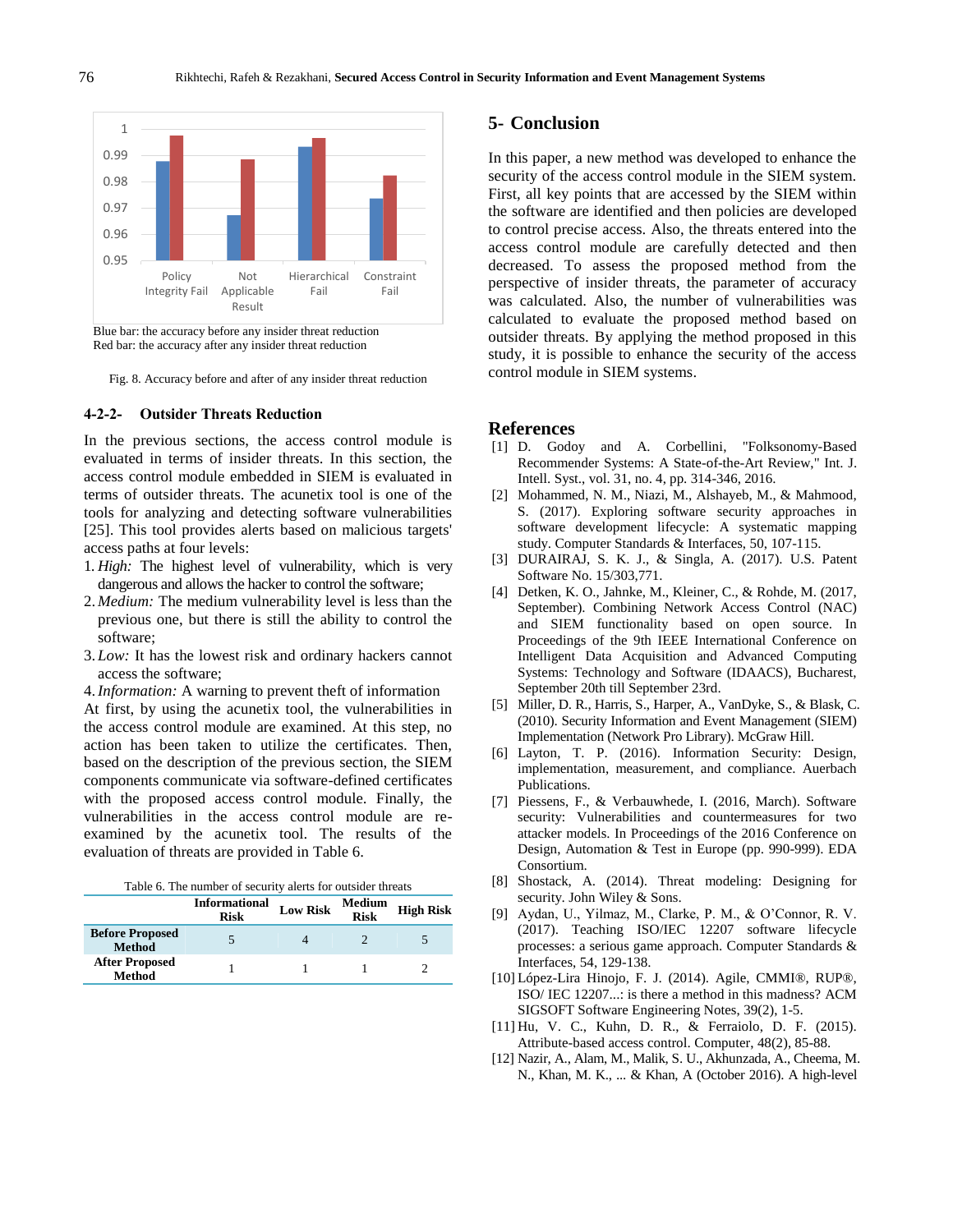Blue bar: the accuracy before any insider threat reduction
Red bar: the accuracy after any insider threat reduction

Fig. 8. Accuracy before and after of any insider threat reduction

#### 4-2-2- Outsider Threats Reduction

In the previous sections, the access control module is evaluated in terms of insider threats. In this section, the access control module embedded in SIEM is evaluated in terms of outsider threats. The acunetix tool is one of the tools for analyzing and detecting software vulnerabilities [25]. This tool provides alerts based on malicious targets' access paths at four levels:

1. *High:* The highest level of vulnerability, which is very dangerous and allows the hacker to control the software;
2. *Medium:* The medium vulnerability level is less than the previous one, but there is still the ability to control the software;
3. *Low:* It has the lowest risk and ordinary hackers cannot access the software;
4. *Information:* A warning to prevent theft of information

At first, by using the acunetix tool, the vulnerabilities in the access control module are examined. At this step, no action has been taken to utilize the certificates. Then, based on the description of the previous section, the SIEM components communicate via software-defined certificates with the proposed access control module. Finally, the vulnerabilities in the access control module are re-examined by the acunetix tool. The results of the evaluation of threats are provided in Table 6.

Table 6. The number of security alerts for outsider threats

| | Informational Risk | Low Risk | Medium Risk | High Risk |
|---|---|---|---|---|
| **Before Proposed Method** | 5 | 4 | 2 | 5 |
| **After Proposed Method** | 1 | 1 | 1 | 2 |

## 5- Conclusion

In this paper, a new method was developed to enhance the security of the access control module in the SIEM system. First, all key points that are accessed by the SIEM within the software are identified and then policies are developed to control precise access. Also, the threats entered into the access control module are carefully detected and then decreased. To assess the proposed method from the perspective of insider threats, the parameter of accuracy was calculated. Also, the number of vulnerabilities was calculated to evaluate the proposed method based on outsider threats. By applying the method proposed in this study, it is possible to enhance the security of the access control module in SIEM systems.

## References

[1] D. Godoy and A. Corbellini, "Folksonomy-Based Recommender Systems: A State-of-the-Art Review," Int. J. Intell. Syst., vol. 31, no. 4, pp. 314-346, 2016.

[2] Mohammed, N. M., Niazi, M., Alshayeb, M., & Mahmood, S. (2017). Exploring software security approaches in software development lifecycle: A systematic mapping study. Computer Standards & Interfaces, 50, 107-115.

[3] DURAIRAJ, S. K. J., & Singla, A. (2017). U.S. Patent Software No. 15/303,771.

[4] Detken, K. O., Jahnke, M., Kleiner, C., & Rohde, M. (2017, September). Combining Network Access Control (NAC) and SIEM functionality based on open source. In Proceedings of the 9th IEEE International Conference on Intelligent Data Acquisition and Advanced Computing Systems: Technology and Software (IDAACS), Bucharest, September 20th till September 23rd.

[5] Miller, D. R., Harris, S., Harper, A., VanDyke, S., & Blask, C. (2010). Security Information and Event Management (SIEM) Implementation (Network Pro Library). McGraw Hill.

[6] Layton, T. P. (2016). Information Security: Design, implementation, measurement, and compliance. Auerbach Publications.

[7] Piessens, F., & Verbauwhede, I. (2016, March). Software security: Vulnerabilities and countermeasures for two attacker models. In Proceedings of the 2016 Conference on Design, Automation & Test in Europe (pp. 990-999). EDA Consortium.

[8] Shostack, A. (2014). Threat modeling: Designing for security. John Wiley & Sons.

[9] Aydan, U., Yilmaz, M., Clarke, P. M., & O'Connor, R. V. (2017). Teaching ISO/IEC 12207 software lifecycle processes: a serious game approach. Computer Standards & Interfaces, 54, 129-138.

[10] López-Lira Hinojo, F. J. (2014). Agile, CMMI®, RUP®, ISO/ IEC 12207...: is there a method in this madness? ACM SIGSOFT Software Engineering Notes, 39(2), 1-5.

[11] Hu, V. C., Kuhn, D. R., & Ferraiolo, D. F. (2015). Attribute-based access control. Computer, 48(2), 85-88.

[12] Nazir, A., Alam, M., Malik, S. U., Akhunzada, A., Cheema, M. N., Khan, M. K., ... & Khan, A (October 2016). A high-level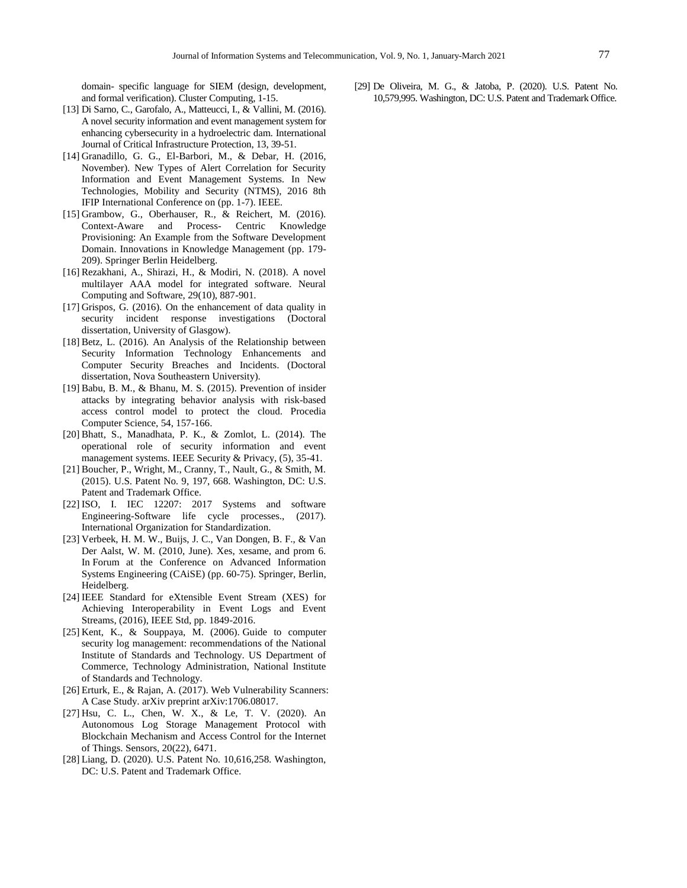domain- specific language for SIEM (design, development, and formal verification). Cluster Computing, 1-15.

[13] Di Sarno, C., Garofalo, A., Matteucci, I., & Vallini, M. (2016). A novel security information and event management system for enhancing cybersecurity in a hydroelectric dam. International Journal of Critical Infrastructure Protection, 13, 39-51.

[14] Granadillo, G. G., El-Barbori, M., & Debar, H. (2016, November). New Types of Alert Correlation for Security Information and Event Management Systems. In New Technologies, Mobility and Security (NTMS), 2016 8th IFIP International Conference on (pp. 1-7). IEEE.

[15] Grambow, G., Oberhauser, R., & Reichert, M. (2016). Context-Aware and Process- Centric Knowledge Provisioning: An Example from the Software Development Domain. Innovations in Knowledge Management (pp. 179-209). Springer Berlin Heidelberg.

[16] Rezakhani, A., Shirazi, H., & Modiri, N. (2018). A novel multilayer AAA model for integrated software. Neural Computing and Software, 29(10), 887-901.

[17] Grispos, G. (2016). On the enhancement of data quality in security incident response investigations (Doctoral dissertation, University of Glasgow).

[18] Betz, L. (2016). An Analysis of the Relationship between Security Information Technology Enhancements and Computer Security Breaches and Incidents. (Doctoral dissertation, Nova Southeastern University).

[19] Babu, B. M., & Bhanu, M. S. (2015). Prevention of insider attacks by integrating behavior analysis with risk-based access control model to protect the cloud. Procedia Computer Science, 54, 157-166.

[20] Bhatt, S., Manadhata, P. K., & Zomlot, L. (2014). The operational role of security information and event management systems. IEEE Security & Privacy, (5), 35-41.

[21] Boucher, P., Wright, M., Cranny, T., Nault, G., & Smith, M. (2015). U.S. Patent No. 9, 197, 668. Washington, DC: U.S. Patent and Trademark Office.

[22] ISO, I. IEC 12207: 2017 Systems and software Engineering-Software life cycle processes., (2017). International Organization for Standardization.

[23] Verbeek, H. M. W., Buijs, J. C., Van Dongen, B. F., & Van Der Aalst, W. M. (2010, June). Xes, xesame, and prom 6. In Forum at the Conference on Advanced Information Systems Engineering (CAiSE) (pp. 60-75). Springer, Berlin, Heidelberg.

[24] IEEE Standard for eXtensible Event Stream (XES) for Achieving Interoperability in Event Logs and Event Streams, (2016), IEEE Std, pp. 1849-2016.

[25] Kent, K., & Souppaya, M. (2006). Guide to computer security log management: recommendations of the National Institute of Standards and Technology. US Department of Commerce, Technology Administration, National Institute of Standards and Technology.

[26] Erturk, E., & Rajan, A. (2017). Web Vulnerability Scanners: A Case Study. arXiv preprint arXiv:1706.08017.

[27] Hsu, C. L., Chen, W. X., & Le, T. V. (2020). An Autonomous Log Storage Management Protocol with Blockchain Mechanism and Access Control for the Internet of Things. Sensors, 20(22), 6471.

[28] Liang, D. (2020). U.S. Patent No. 10,616,258. Washington, DC: U.S. Patent and Trademark Office.

[29] De Oliveira, M. G., & Jatoba, P. (2020). U.S. Patent No. 10,579,995. Washington, DC: U.S. Patent and Trademark Office.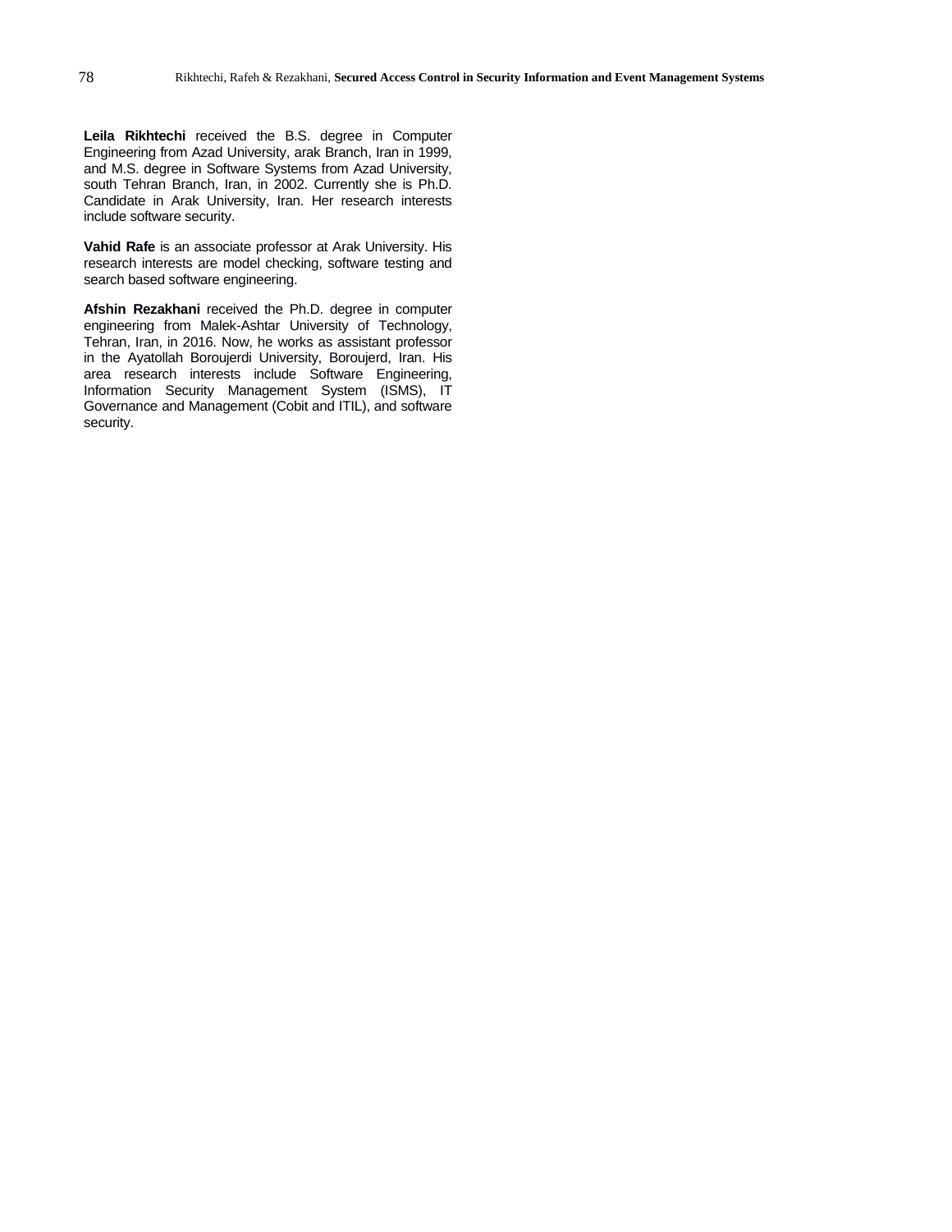**Leila Rikhtechi** received the B.S. degree in Computer Engineering from Azad University, arak Branch, Iran in 1999, and M.S. degree in Software Systems from Azad University, south Tehran Branch, Iran, in 2002. Currently she is Ph.D. Candidate in Arak University, Iran. Her research interests include software security.

**Vahid Rafe** is an associate professor at Arak University. His research interests are model checking, software testing and search based software engineering.

**Afshin Rezakhani** received the Ph.D. degree in computer engineering from Malek-Ashtar University of Technology, Tehran, Iran, in 2016. Now, he works as assistant professor in the Ayatollah Boroujerdi University, Boroujerd, Iran. His area research interests include Software Engineering, Information Security Management System (ISMS), IT Governance and Management (Cobit and ITIL), and software security.